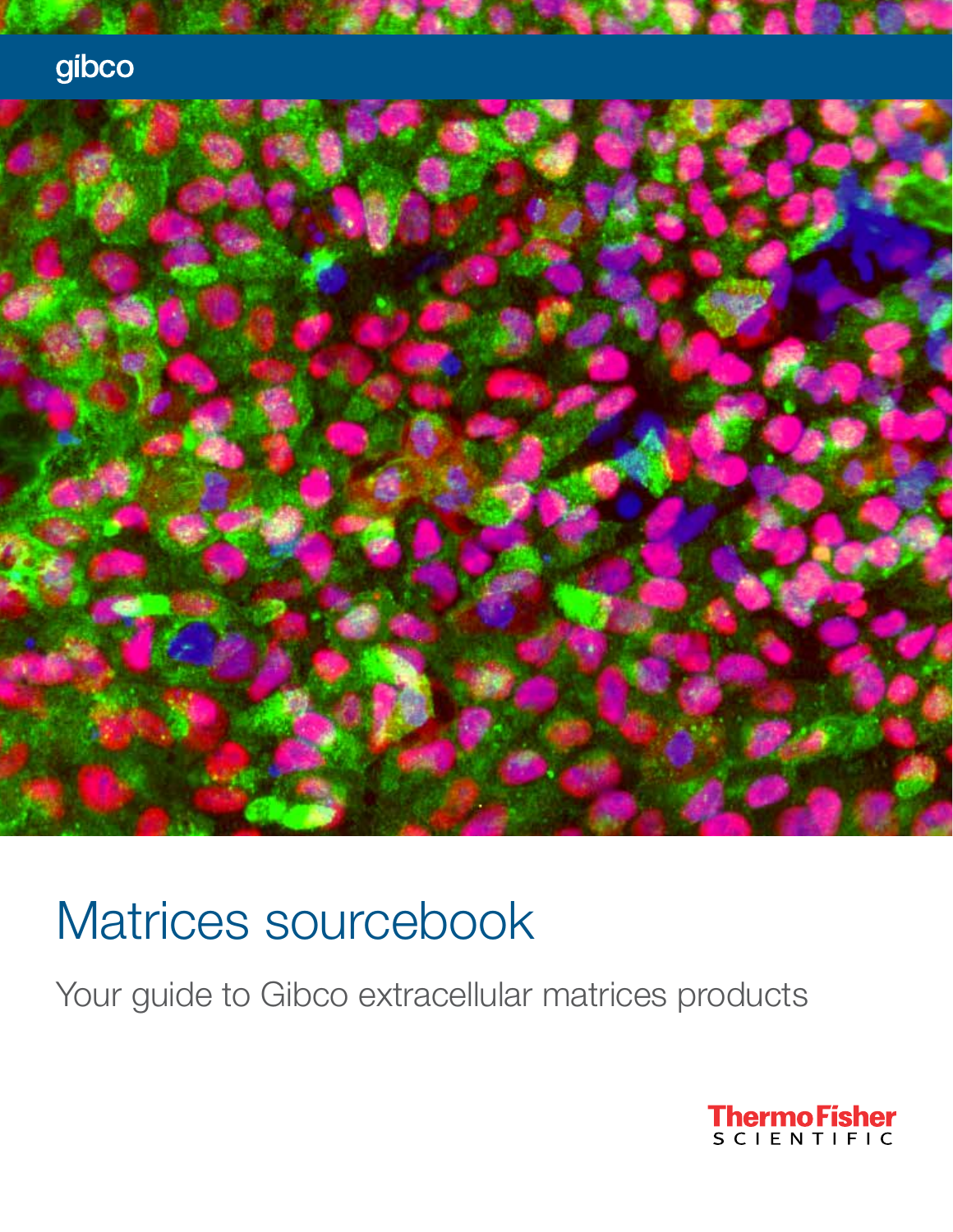gibco

# Matrices sourcebook

Your guide to Gibco extracellular matrices products

Thermo Fisher SCIENTIFIC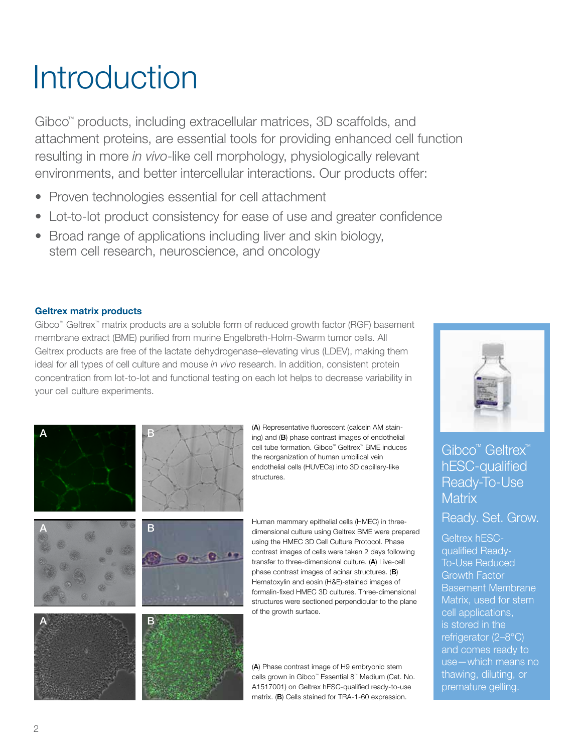# Introduction

Gibco™ products, including extracellular matrices, 3D scaffolds, and attachment proteins, are essential tools for providing enhanced cell function resulting in more *in vivo*-like cell morphology, physiologically relevant environments, and better intercellular interactions. Our products offer:

- Proven technologies essential for cell attachment
- Lot-to-lot product consistency for ease of use and greater confidence
- Broad range of applications including liver and skin biology, stem cell research, neuroscience, and oncology

### Geltrex matrix products

Gibco™ Geltrex™ matrix products are a soluble form of reduced growth factor (RGF) basement membrane extract (BME) purified from murine Engelbreth-Holm-Swarm tumor cells. All Geltrex products are free of the lactate dehydrogenase–elevating virus (LDEV), making them ideal for all types of cell culture and mouse *in vivo* research. In addition, consistent protein concentration from lot-to-lot and functional testing on each lot helps to decrease variability in your cell culture experiments.

(**A**) Representative fluorescent (calcein AM staining) and (**B**) phase contrast images of endothelial cell tube formation. Gibco™ Geltrex™ BME induces the reorganization of human umbilical vein endothelial cells (HUVECs) into 3D capillary-like structures.

Human mammary epithelial cells (HMEC) in three-dimensional culture using Geltrex BME were prepared using the HMEC 3D Cell Culture Protocol. Phase contrast images of cells were taken 2 days following transfer to three-dimensional culture. (**A**) Live-cell phase contrast images of acinar structures. (**B**) Hematoxylin and eosin (H&E)-stained images of formalin-fixed HMEC 3D cultures. Three-dimensional structures were sectioned perpendicular to the plane of the growth surface.

(**A**) Phase contrast image of H9 embryonic stem cells grown in Gibco™ Essential 8™ Medium (Cat. No. A1517001) on Geltrex hESC-qualified ready-to-use matrix. (**B**) Cells stained for TRA-1-60 expression.

## Gibco™ Geltrex™ hESC-qualified Ready-To-Use Matrix

Ready. Set. Grow.

Geltrex hESC-qualified Ready-To-Use Reduced Growth Factor Basement Membrane Matrix, used for stem cell applications, is stored in the refrigerator (2–8°C) and comes ready to use—which means no thawing, diluting, or premature gelling.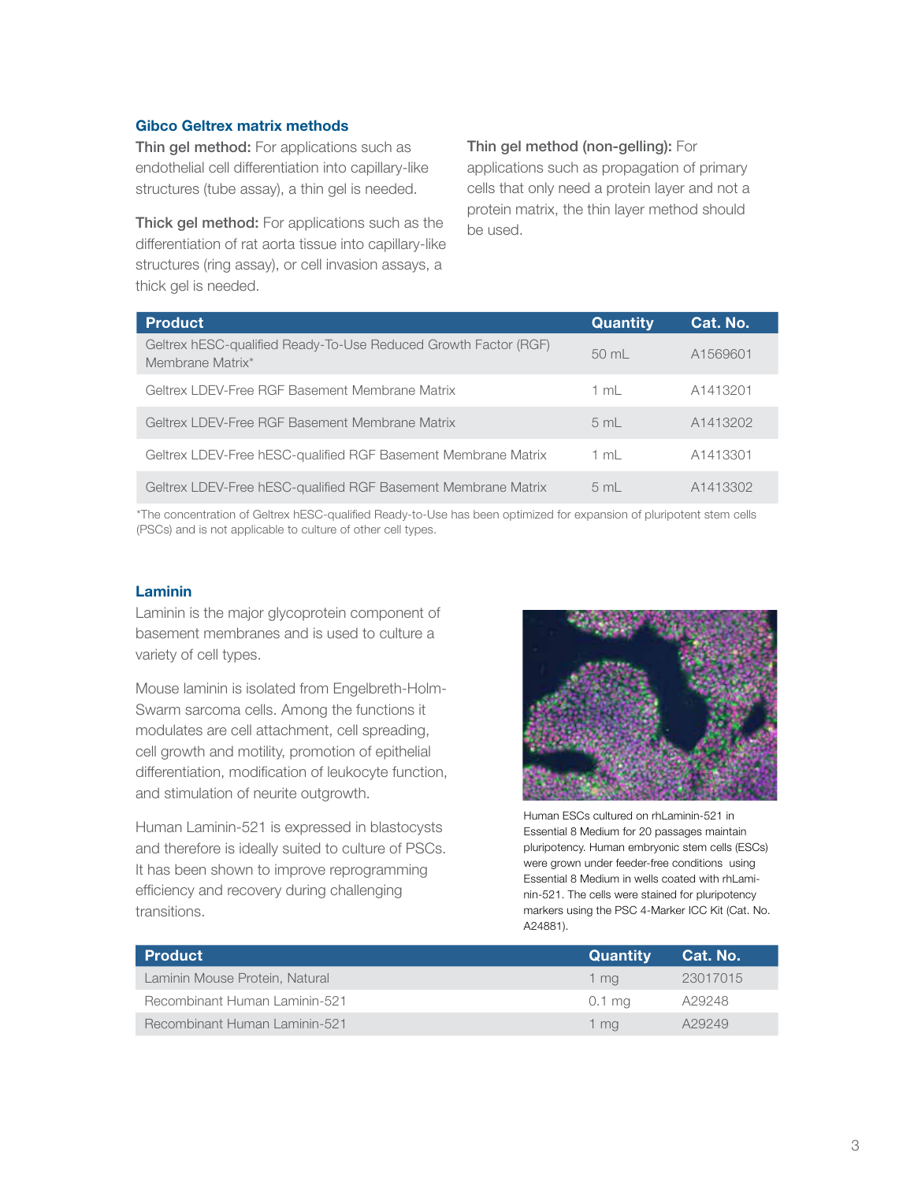### Gibco Geltrex matrix methods

**Thin gel method:** For applications such as endothelial cell differentiation into capillary-like structures (tube assay), a thin gel is needed.

**Thick gel method:** For applications such as the differentiation of rat aorta tissue into capillary-like structures (ring assay), or cell invasion assays, a thick gel is needed.

**Thin gel method (non-gelling):** For applications such as propagation of primary cells that only need a protein layer and not a protein matrix, the thin layer method should be used.

| Product | Quantity | Cat. No. |
| --- | --- | --- |
| Geltrex hESC-qualified Ready-To-Use Reduced Growth Factor (RGF) Membrane Matrix* | 50 mL | A1569601 |
| Geltrex LDEV-Free RGF Basement Membrane Matrix | 1 mL | A1413201 |
| Geltrex LDEV-Free RGF Basement Membrane Matrix | 5 mL | A1413202 |
| Geltrex LDEV-Free hESC-qualified RGF Basement Membrane Matrix | 1 mL | A1413301 |
| Geltrex LDEV-Free hESC-qualified RGF Basement Membrane Matrix | 5 mL | A1413302 |

*The concentration of Geltrex hESC-qualified Ready-to-Use has been optimized for expansion of pluripotent stem cells (PSCs) and is not applicable to culture of other cell types.

### Laminin

Laminin is the major glycoprotein component of basement membranes and is used to culture a variety of cell types.

Mouse laminin is isolated from Engelbreth-Holm-Swarm sarcoma cells. Among the functions it modulates are cell attachment, cell spreading, cell growth and motility, promotion of epithelial differentiation, modification of leukocyte function, and stimulation of neurite outgrowth.

Human Laminin-521 is expressed in blastocysts and therefore is ideally suited to culture of PSCs. It has been shown to improve reprogramming efficiency and recovery during challenging transitions.

Human ESCs cultured on rhLaminin-521 in Essential 8 Medium for 20 passages maintain pluripotency. Human embryonic stem cells (ESCs) were grown under feeder-free conditions using Essential 8 Medium in wells coated with rhLaminin-521. The cells were stained for pluripotency markers using the PSC 4-Marker ICC Kit (Cat. No. A24881).

| Product | Quantity | Cat. No. |
| --- | --- | --- |
| Laminin Mouse Protein, Natural | 1 mg | 23017015 |
| Recombinant Human Laminin-521 | 0.1 mg | A29248 |
| Recombinant Human Laminin-521 | 1 mg | A29249 |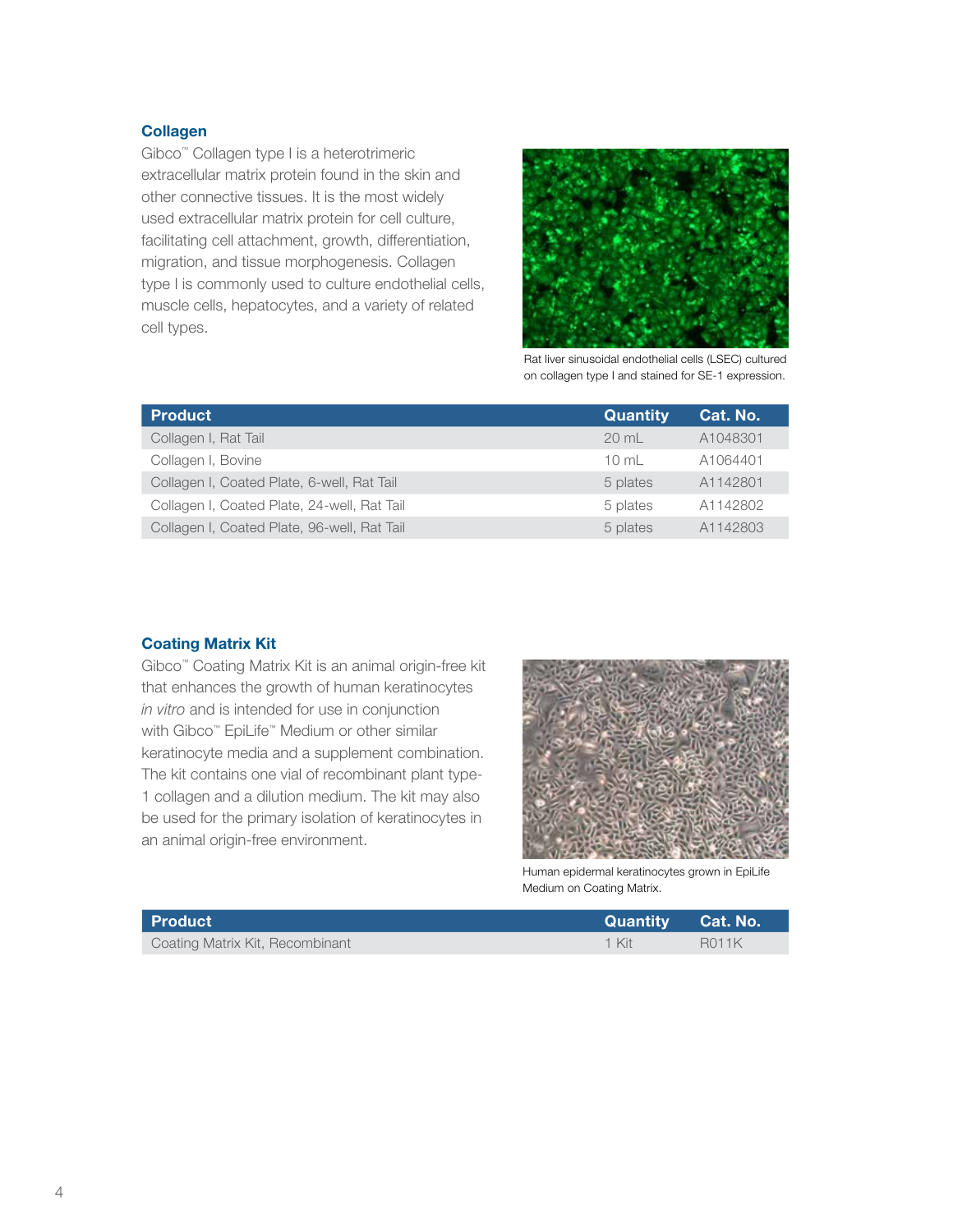## Collagen

Gibco™ Collagen type I is a heterotrimeric extracellular matrix protein found in the skin and other connective tissues. It is the most widely used extracellular matrix protein for cell culture, facilitating cell attachment, growth, differentiation, migration, and tissue morphogenesis. Collagen type I is commonly used to culture endothelial cells, muscle cells, hepatocytes, and a variety of related cell types.

Rat liver sinusoidal endothelial cells (LSEC) cultured on collagen type I and stained for SE-1 expression.

| Product | Quantity | Cat. No. |
|---|---|---|
| Collagen I, Rat Tail | 20 mL | A1048301 |
| Collagen I, Bovine | 10 mL | A1064401 |
| Collagen I, Coated Plate, 6-well, Rat Tail | 5 plates | A1142801 |
| Collagen I, Coated Plate, 24-well, Rat Tail | 5 plates | A1142802 |
| Collagen I, Coated Plate, 96-well, Rat Tail | 5 plates | A1142803 |

## Coating Matrix Kit

Gibco™ Coating Matrix Kit is an animal origin-free kit that enhances the growth of human keratinocytes *in vitro* and is intended for use in conjunction with Gibco™ EpiLife™ Medium or other similar keratinocyte media and a supplement combination. The kit contains one vial of recombinant plant type-1 collagen and a dilution medium. The kit may also be used for the primary isolation of keratinocytes in an animal origin-free environment.

Human epidermal keratinocytes grown in EpiLife Medium on Coating Matrix.

| Product | Quantity | Cat. No. |
|---|---|---|
| Coating Matrix Kit, Recombinant | 1 Kit | R011K |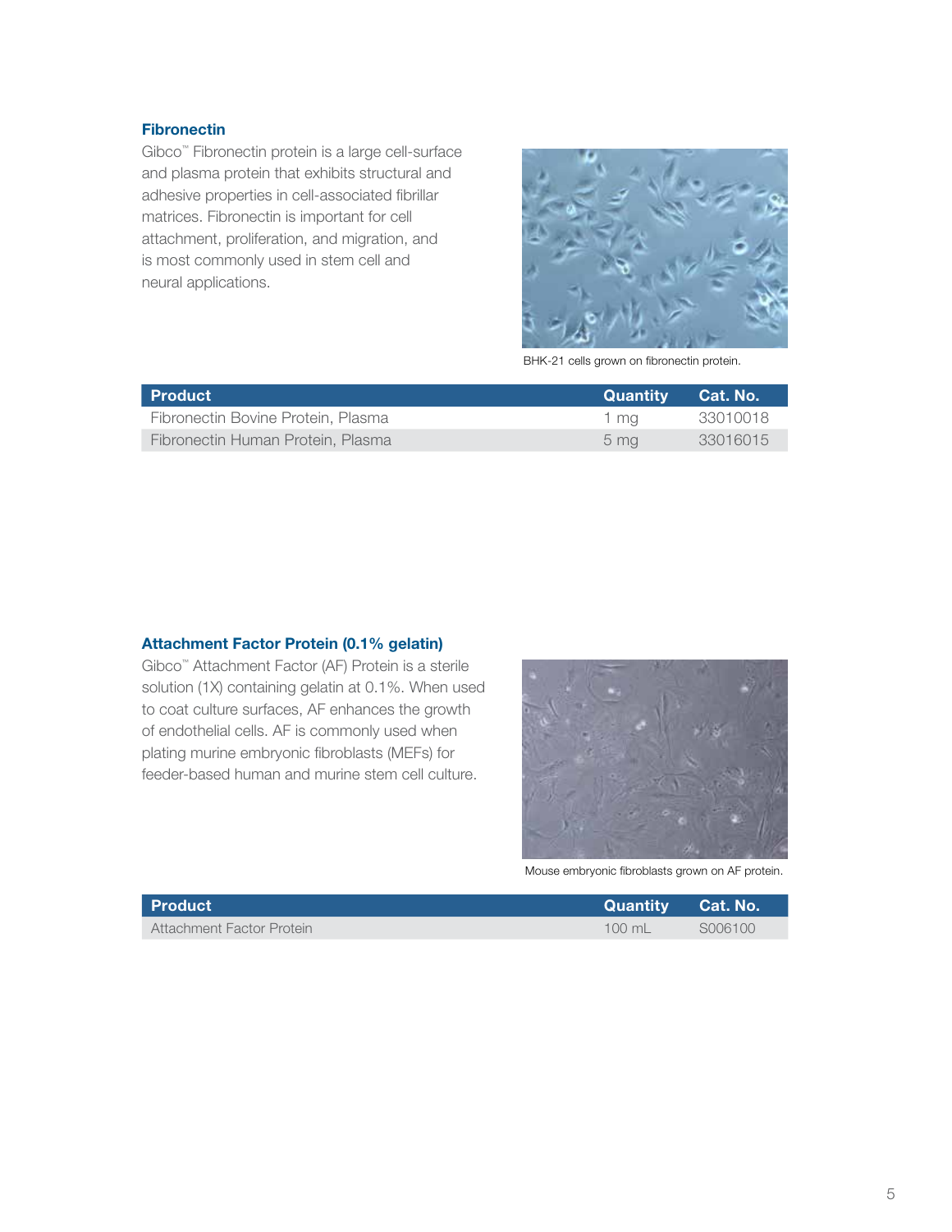### Fibronectin

Gibco™ Fibronectin protein is a large cell-surface and plasma protein that exhibits structural and adhesive properties in cell-associated fibrillar matrices. Fibronectin is important for cell attachment, proliferation, and migration, and is most commonly used in stem cell and neural applications.

BHK-21 cells grown on fibronectin protein.

| Product | Quantity | Cat. No. |
| --- | --- | --- |
| Fibronectin Bovine Protein, Plasma | 1 mg | 33010018 |
| Fibronectin Human Protein, Plasma | 5 mg | 33016015 |

### Attachment Factor Protein (0.1% gelatin)

Gibco™ Attachment Factor (AF) Protein is a sterile solution (1X) containing gelatin at 0.1%. When used to coat culture surfaces, AF enhances the growth of endothelial cells. AF is commonly used when plating murine embryonic fibroblasts (MEFs) for feeder-based human and murine stem cell culture.

Mouse embryonic fibroblasts grown on AF protein.

| Product | Quantity | Cat. No. |
| --- | --- | --- |
| Attachment Factor Protein | 100 mL | S006100 |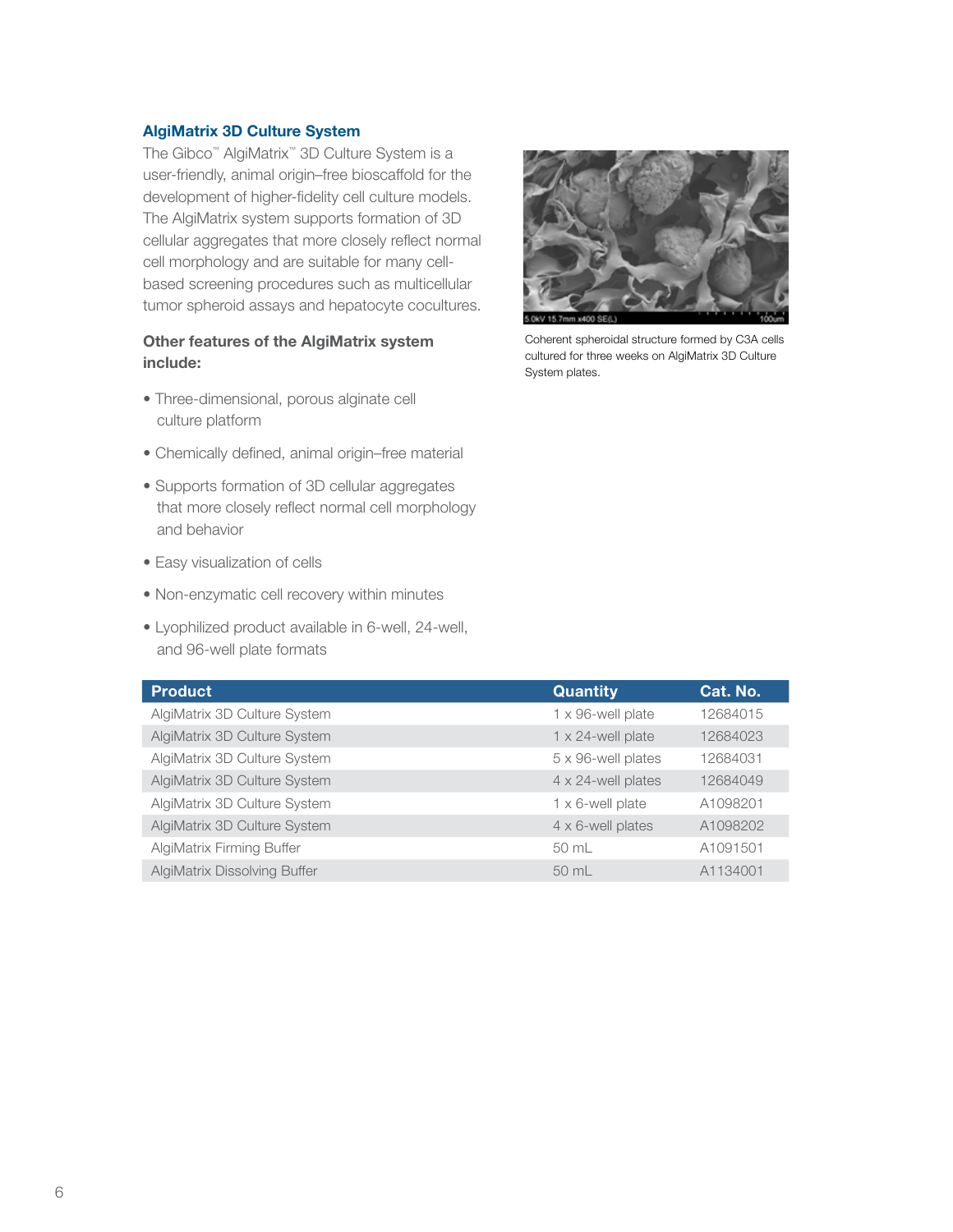## AlgiMatrix 3D Culture System

The Gibco™ AlgiMatrix™ 3D Culture System is a user-friendly, animal origin–free bioscaffold for the development of higher-fidelity cell culture models. The AlgiMatrix system supports formation of 3D cellular aggregates that more closely reflect normal cell morphology and are suitable for many cell-based screening procedures such as multicellular tumor spheroid assays and hepatocyte cocultures.

Coherent spheroidal structure formed by C3A cells cultured for three weeks on AlgiMatrix 3D Culture System plates.

### Other features of the AlgiMatrix system include:

- Three-dimensional, porous alginate cell culture platform
- Chemically defined, animal origin–free material
- Supports formation of 3D cellular aggregates that more closely reflect normal cell morphology and behavior
- Easy visualization of cells
- Non-enzymatic cell recovery within minutes
- Lyophilized product available in 6-well, 24-well, and 96-well plate formats

| Product | Quantity | Cat. No. |
|---|---|---|
| AlgiMatrix 3D Culture System | 1 x 96-well plate | 12684015 |
| AlgiMatrix 3D Culture System | 1 x 24-well plate | 12684023 |
| AlgiMatrix 3D Culture System | 5 x 96-well plates | 12684031 |
| AlgiMatrix 3D Culture System | 4 x 24-well plates | 12684049 |
| AlgiMatrix 3D Culture System | 1 x 6-well plate | A1098201 |
| AlgiMatrix 3D Culture System | 4 x 6-well plates | A1098202 |
| AlgiMatrix Firming Buffer | 50 mL | A1091501 |
| AlgiMatrix Dissolving Buffer | 50 mL | A1134001 |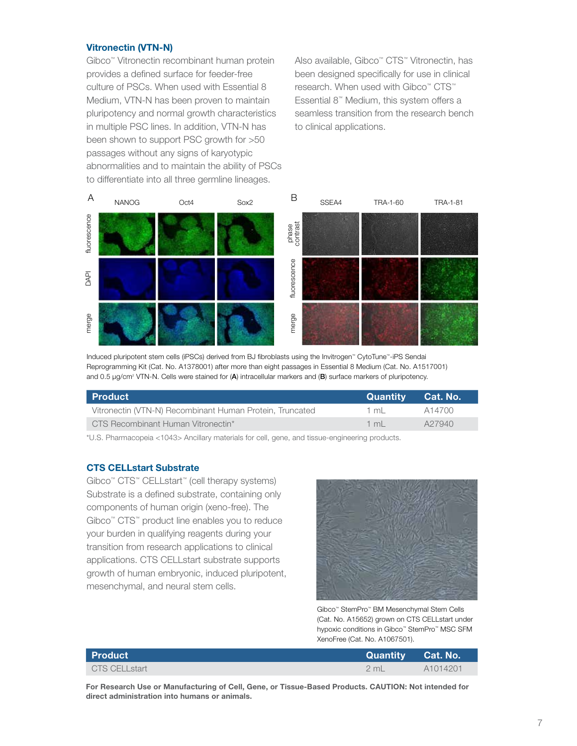### Vitronectin (VTN-N)

Gibco™ Vitronectin recombinant human protein provides a defined surface for feeder-free culture of PSCs. When used with Essential 8 Medium, VTN-N has been proven to maintain pluripotency and normal growth characteristics in multiple PSC lines. In addition, VTN-N has been shown to support PSC growth for >50 passages without any signs of karyotypic abnormalities and to maintain the ability of PSCs to differentiate into all three germline lineages.

Also available, Gibco™ CTS™ Vitronectin, has been designed specifically for use in clinical research. When used with Gibco™ CTS™ Essential 8™ Medium, this system offers a seamless transition from the research bench to clinical applications.

Induced pluripotent stem cells (iPSCs) derived from BJ fibroblasts using the Invitrogen™ CytoTune™-iPS Sendai Reprogramming Kit (Cat. No. A1378001) after more than eight passages in Essential 8 Medium (Cat. No. A1517001) and 0.5 µg/cm² VTN-N. Cells were stained for (**A**) intracellular markers and (**B**) surface markers of pluripotency.

| Product | Quantity | Cat. No. |
|---|---|---|
| Vitronectin (VTN-N) Recombinant Human Protein, Truncated | 1 mL | A14700 |
| CTS Recombinant Human Vitronectin* | 1 mL | A27940 |

*U.S. Pharmacopeia <1043> Ancillary materials for cell, gene, and tissue-engineering products.

### CTS CELLstart Substrate

Gibco™ CTS™ CELLstart™ (cell therapy systems) Substrate is a defined substrate, containing only components of human origin (xeno-free). The Gibco™ CTS™ product line enables you to reduce your burden in qualifying reagents during your transition from research applications to clinical applications. CTS CELLstart substrate supports growth of human embryonic, induced pluripotent, mesenchymal, and neural stem cells.

Gibco™ StemPro™ BM Mesenchymal Stem Cells (Cat. No. A15652) grown on CTS CELLstart under hypoxic conditions in Gibco™ StemPro™ MSC SFM XenoFree (Cat. No. A1067501).

| Product | Quantity | Cat. No. |
|---|---|---|
| CTS CELLstart | 2 mL | A1014201 |

**For Research Use or Manufacturing of Cell, Gene, or Tissue-Based Products. CAUTION: Not intended for direct administration into humans or animals.**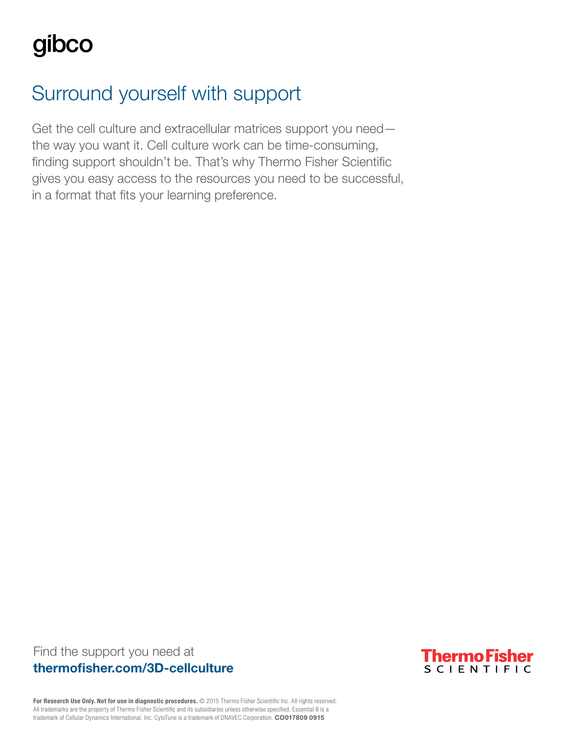gibco

# Surround yourself with support

Get the cell culture and extracellular matrices support you need—the way you want it. Cell culture work can be time-consuming, finding support shouldn't be. That's why Thermo Fisher Scientific gives you easy access to the resources you need to be successful, in a format that fits your learning preference.

Find the support you need at
**thermofisher.com/3D-cellculture**

ThermoFisher SCIENTIFIC

**For Research Use Only. Not for use in diagnostic procedures.** © 2015 Thermo Fisher Scientific Inc. All rights reserved. All trademarks are the property of Thermo Fisher Scientific and its subsidiaries unless otherwise specified. Essential 8 is a trademark of Cellular Dynamics International, Inc. CytoTune is a trademark of DNAVEC Corporation. **CO017809 0915**